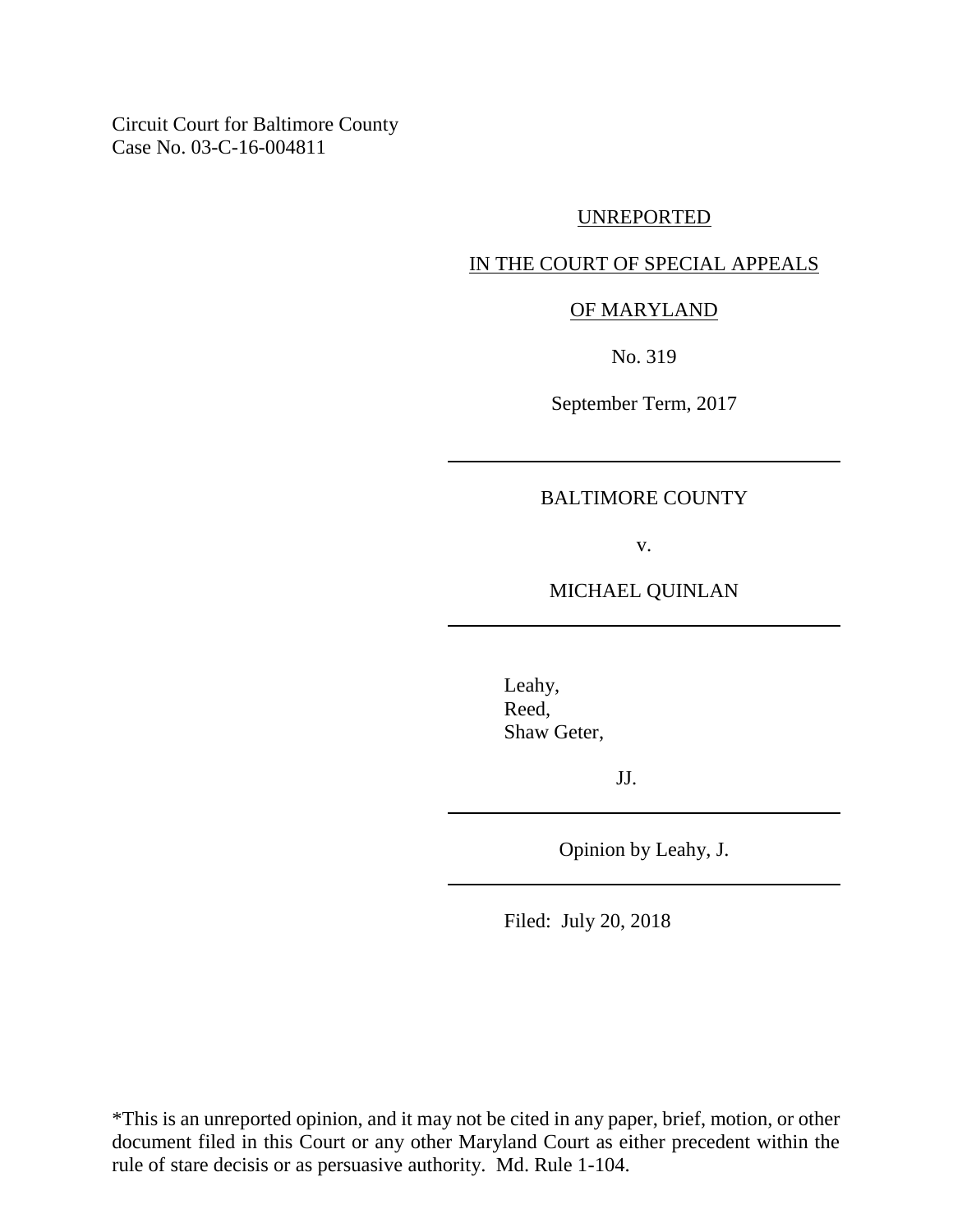Circuit Court for Baltimore County
Case No. 03-C-16-004811

UNREPORTED

IN THE COURT OF SPECIAL APPEALS

OF MARYLAND

No. 319

September Term, 2017

---

BALTIMORE COUNTY

v.

MICHAEL QUINLAN

---

Leahy,
Reed,
Shaw Geter,

JJ.

---

Opinion by Leahy, J.

---

Filed: July 20, 2018

*This is an unreported opinion, and it may not be cited in any paper, brief, motion, or other document filed in this Court or any other Maryland Court as either precedent within the rule of stare decisis or as persuasive authority. Md. Rule 1-104.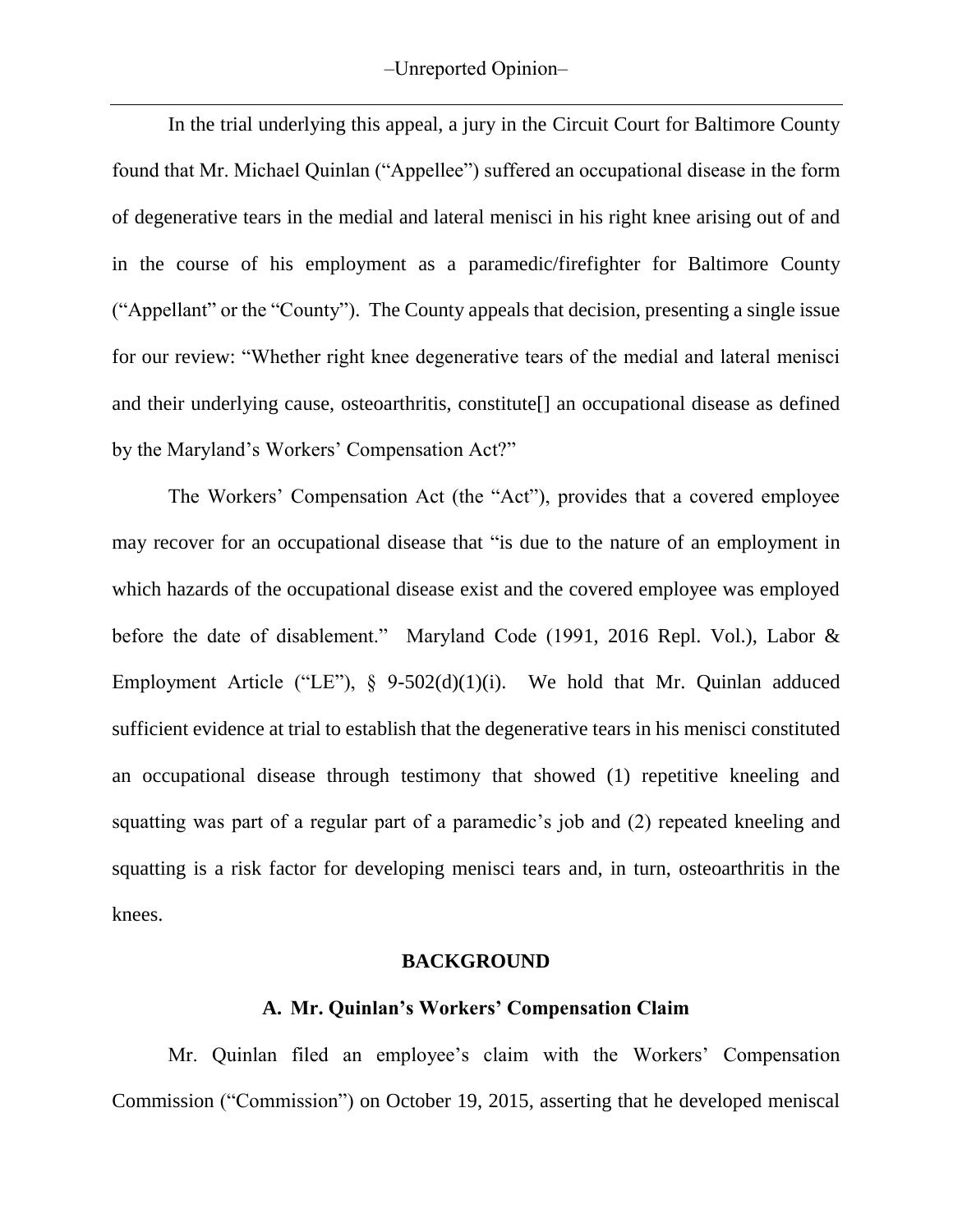In the trial underlying this appeal, a jury in the Circuit Court for Baltimore County found that Mr. Michael Quinlan ("Appellee") suffered an occupational disease in the form of degenerative tears in the medial and lateral menisci in his right knee arising out of and in the course of his employment as a paramedic/firefighter for Baltimore County ("Appellant" or the "County"). The County appeals that decision, presenting a single issue for our review: "Whether right knee degenerative tears of the medial and lateral menisci and their underlying cause, osteoarthritis, constitute[] an occupational disease as defined by the Maryland's Workers' Compensation Act?"

The Workers' Compensation Act (the "Act"), provides that a covered employee may recover for an occupational disease that "is due to the nature of an employment in which hazards of the occupational disease exist and the covered employee was employed before the date of disablement." Maryland Code (1991, 2016 Repl. Vol.), Labor & Employment Article ("LE"), § 9-502(d)(1)(i). We hold that Mr. Quinlan adduced sufficient evidence at trial to establish that the degenerative tears in his menisci constituted an occupational disease through testimony that showed (1) repetitive kneeling and squatting was part of a regular part of a paramedic's job and (2) repeated kneeling and squatting is a risk factor for developing menisci tears and, in turn, osteoarthritis in the knees.

## BACKGROUND

### A. Mr. Quinlan's Workers' Compensation Claim

Mr. Quinlan filed an employee's claim with the Workers' Compensation Commission ("Commission") on October 19, 2015, asserting that he developed meniscal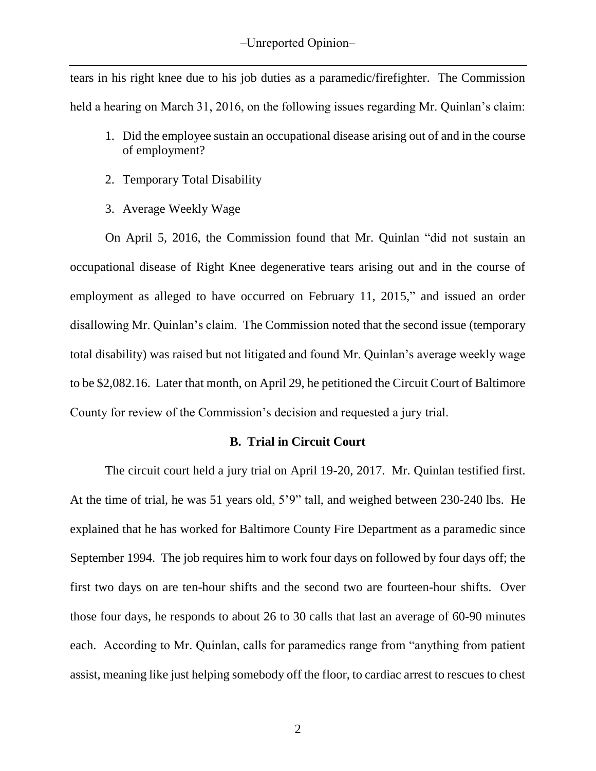tears in his right knee due to his job duties as a paramedic/firefighter. The Commission held a hearing on March 31, 2016, on the following issues regarding Mr. Quinlan's claim:

1. Did the employee sustain an occupational disease arising out of and in the course of employment?
2. Temporary Total Disability
3. Average Weekly Wage

On April 5, 2016, the Commission found that Mr. Quinlan "did not sustain an occupational disease of Right Knee degenerative tears arising out and in the course of employment as alleged to have occurred on February 11, 2015," and issued an order disallowing Mr. Quinlan's claim. The Commission noted that the second issue (temporary total disability) was raised but not litigated and found Mr. Quinlan's average weekly wage to be $2,082.16. Later that month, on April 29, he petitioned the Circuit Court of Baltimore County for review of the Commission's decision and requested a jury trial.

### B. Trial in Circuit Court

The circuit court held a jury trial on April 19-20, 2017. Mr. Quinlan testified first. At the time of trial, he was 51 years old, 5'9" tall, and weighed between 230-240 lbs. He explained that he has worked for Baltimore County Fire Department as a paramedic since September 1994. The job requires him to work four days on followed by four days off; the first two days on are ten-hour shifts and the second two are fourteen-hour shifts. Over those four days, he responds to about 26 to 30 calls that last an average of 60-90 minutes each. According to Mr. Quinlan, calls for paramedics range from "anything from patient assist, meaning like just helping somebody off the floor, to cardiac arrest to rescues to chest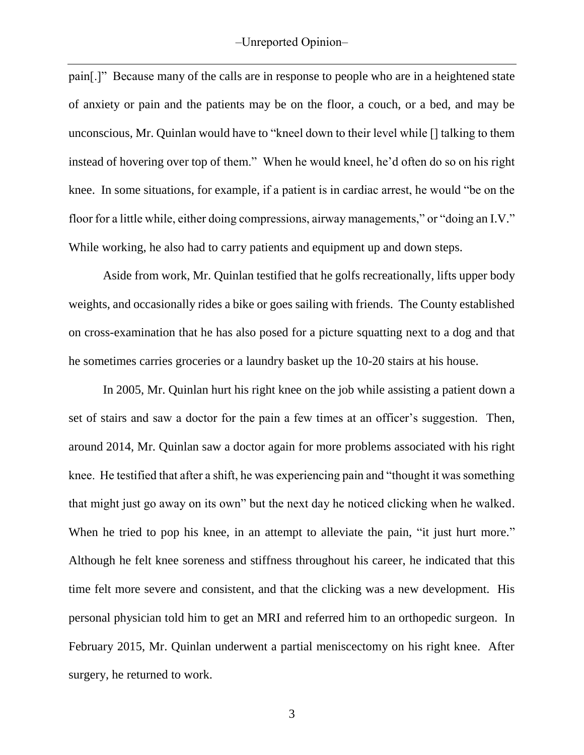pain[.]" Because many of the calls are in response to people who are in a heightened state of anxiety or pain and the patients may be on the floor, a couch, or a bed, and may be unconscious, Mr. Quinlan would have to "kneel down to their level while [] talking to them instead of hovering over top of them." When he would kneel, he'd often do so on his right knee. In some situations, for example, if a patient is in cardiac arrest, he would "be on the floor for a little while, either doing compressions, airway managements," or "doing an I.V." While working, he also had to carry patients and equipment up and down steps.

Aside from work, Mr. Quinlan testified that he golfs recreationally, lifts upper body weights, and occasionally rides a bike or goes sailing with friends. The County established on cross-examination that he has also posed for a picture squatting next to a dog and that he sometimes carries groceries or a laundry basket up the 10-20 stairs at his house.

In 2005, Mr. Quinlan hurt his right knee on the job while assisting a patient down a set of stairs and saw a doctor for the pain a few times at an officer's suggestion. Then, around 2014, Mr. Quinlan saw a doctor again for more problems associated with his right knee. He testified that after a shift, he was experiencing pain and "thought it was something that might just go away on its own" but the next day he noticed clicking when he walked. When he tried to pop his knee, in an attempt to alleviate the pain, "it just hurt more." Although he felt knee soreness and stiffness throughout his career, he indicated that this time felt more severe and consistent, and that the clicking was a new development. His personal physician told him to get an MRI and referred him to an orthopedic surgeon. In February 2015, Mr. Quinlan underwent a partial meniscectomy on his right knee. After surgery, he returned to work.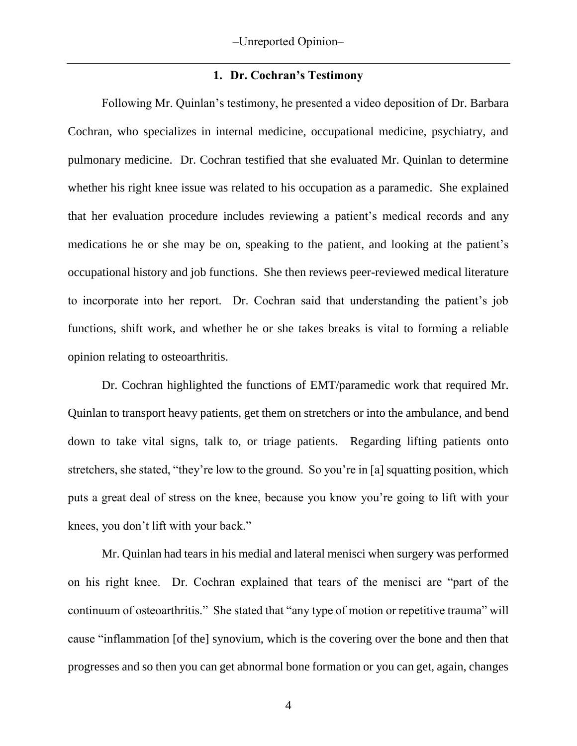### 1. Dr. Cochran's Testimony

Following Mr. Quinlan's testimony, he presented a video deposition of Dr. Barbara Cochran, who specializes in internal medicine, occupational medicine, psychiatry, and pulmonary medicine. Dr. Cochran testified that she evaluated Mr. Quinlan to determine whether his right knee issue was related to his occupation as a paramedic. She explained that her evaluation procedure includes reviewing a patient's medical records and any medications he or she may be on, speaking to the patient, and looking at the patient's occupational history and job functions. She then reviews peer-reviewed medical literature to incorporate into her report. Dr. Cochran said that understanding the patient's job functions, shift work, and whether he or she takes breaks is vital to forming a reliable opinion relating to osteoarthritis.

Dr. Cochran highlighted the functions of EMT/paramedic work that required Mr. Quinlan to transport heavy patients, get them on stretchers or into the ambulance, and bend down to take vital signs, talk to, or triage patients. Regarding lifting patients onto stretchers, she stated, "they're low to the ground. So you're in [a] squatting position, which puts a great deal of stress on the knee, because you know you're going to lift with your knees, you don't lift with your back."

Mr. Quinlan had tears in his medial and lateral menisci when surgery was performed on his right knee. Dr. Cochran explained that tears of the menisci are "part of the continuum of osteoarthritis." She stated that "any type of motion or repetitive trauma" will cause "inflammation [of the] synovium, which is the covering over the bone and then that progresses and so then you can get abnormal bone formation or you can get, again, changes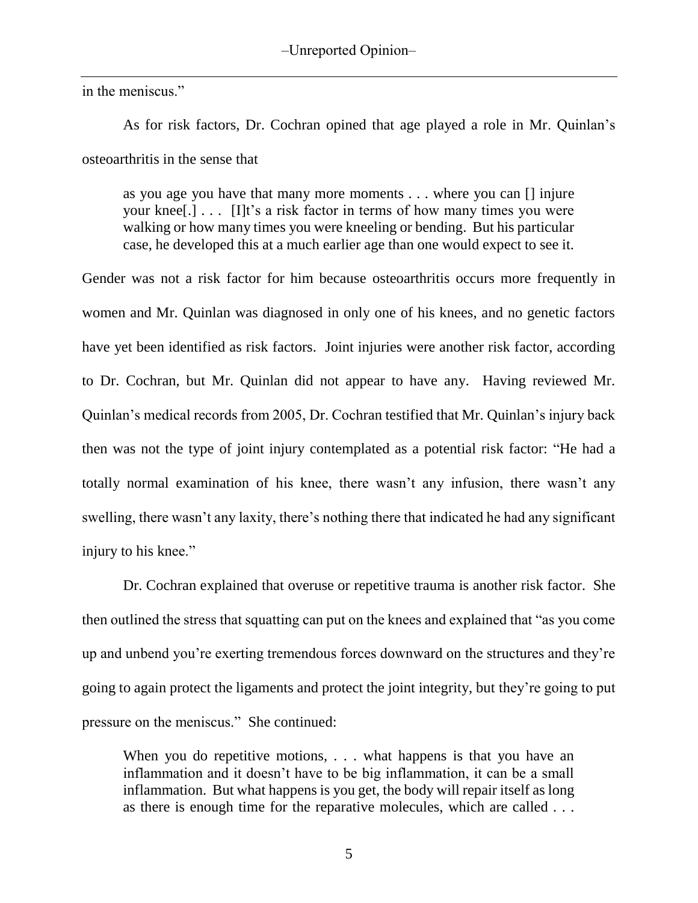in the meniscus."

As for risk factors, Dr. Cochran opined that age played a role in Mr. Quinlan's osteoarthritis in the sense that

> as you age you have that many more moments . . . where you can [] injure your knee[.] . . . [I]t's a risk factor in terms of how many times you were walking or how many times you were kneeling or bending. But his particular case, he developed this at a much earlier age than one would expect to see it.

Gender was not a risk factor for him because osteoarthritis occurs more frequently in women and Mr. Quinlan was diagnosed in only one of his knees, and no genetic factors have yet been identified as risk factors. Joint injuries were another risk factor, according to Dr. Cochran, but Mr. Quinlan did not appear to have any. Having reviewed Mr. Quinlan's medical records from 2005, Dr. Cochran testified that Mr. Quinlan's injury back then was not the type of joint injury contemplated as a potential risk factor: "He had a totally normal examination of his knee, there wasn't any infusion, there wasn't any swelling, there wasn't any laxity, there's nothing there that indicated he had any significant injury to his knee."

Dr. Cochran explained that overuse or repetitive trauma is another risk factor. She then outlined the stress that squatting can put on the knees and explained that "as you come up and unbend you're exerting tremendous forces downward on the structures and they're going to again protect the ligaments and protect the joint integrity, but they're going to put pressure on the meniscus." She continued:

> When you do repetitive motions, . . . what happens is that you have an inflammation and it doesn't have to be big inflammation, it can be a small inflammation. But what happens is you get, the body will repair itself as long as there is enough time for the reparative molecules, which are called . . .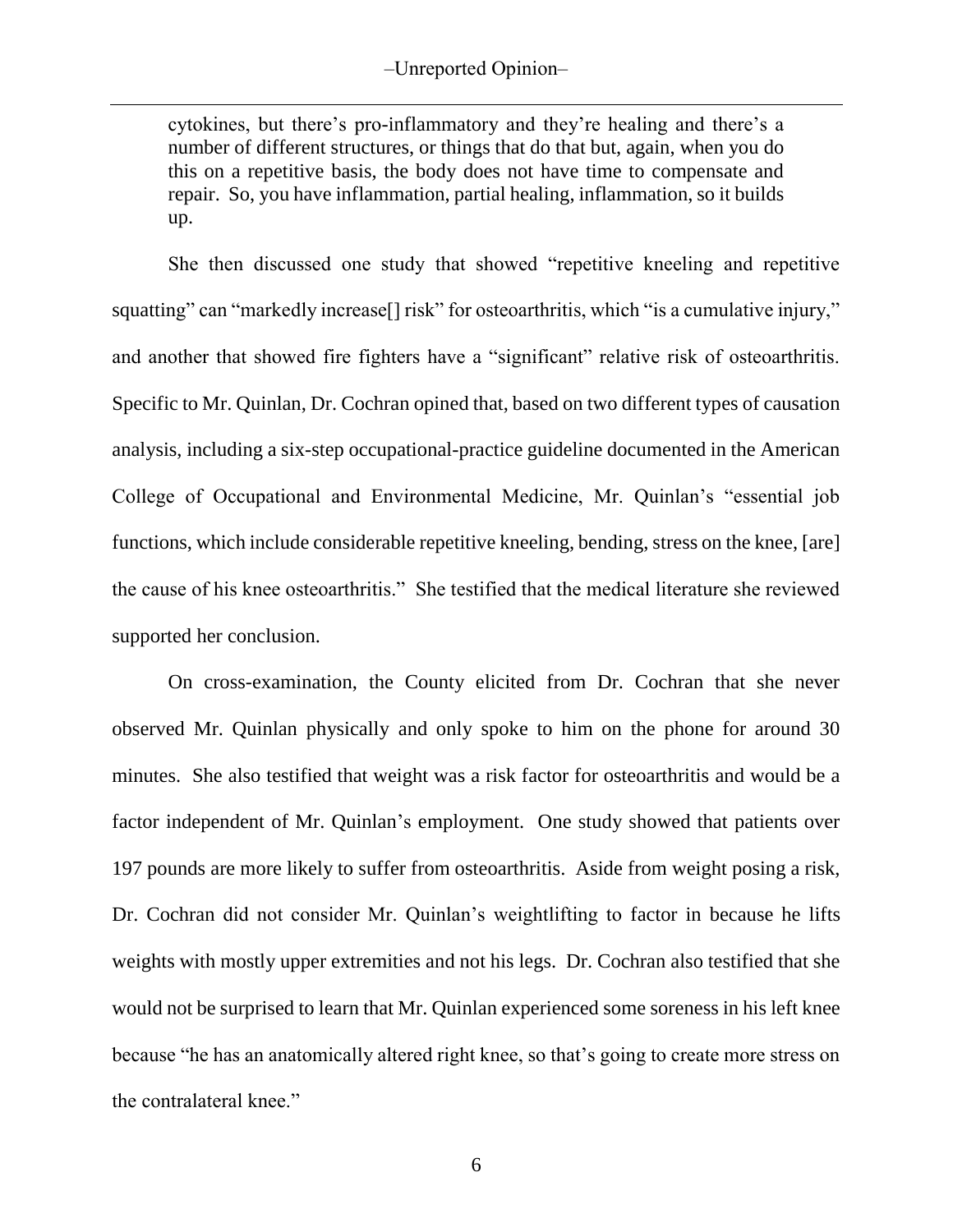> cytokines, but there's pro-inflammatory and they're healing and there's a number of different structures, or things that do that but, again, when you do this on a repetitive basis, the body does not have time to compensate and repair. So, you have inflammation, partial healing, inflammation, so it builds up.

She then discussed one study that showed "repetitive kneeling and repetitive squatting" can "markedly increase[] risk" for osteoarthritis, which "is a cumulative injury," and another that showed fire fighters have a "significant" relative risk of osteoarthritis. Specific to Mr. Quinlan, Dr. Cochran opined that, based on two different types of causation analysis, including a six-step occupational-practice guideline documented in the American College of Occupational and Environmental Medicine, Mr. Quinlan's "essential job functions, which include considerable repetitive kneeling, bending, stress on the knee, [are] the cause of his knee osteoarthritis." She testified that the medical literature she reviewed supported her conclusion.

On cross-examination, the County elicited from Dr. Cochran that she never observed Mr. Quinlan physically and only spoke to him on the phone for around 30 minutes. She also testified that weight was a risk factor for osteoarthritis and would be a factor independent of Mr. Quinlan's employment. One study showed that patients over 197 pounds are more likely to suffer from osteoarthritis. Aside from weight posing a risk, Dr. Cochran did not consider Mr. Quinlan's weightlifting to factor in because he lifts weights with mostly upper extremities and not his legs. Dr. Cochran also testified that she would not be surprised to learn that Mr. Quinlan experienced some soreness in his left knee because "he has an anatomically altered right knee, so that's going to create more stress on the contralateral knee."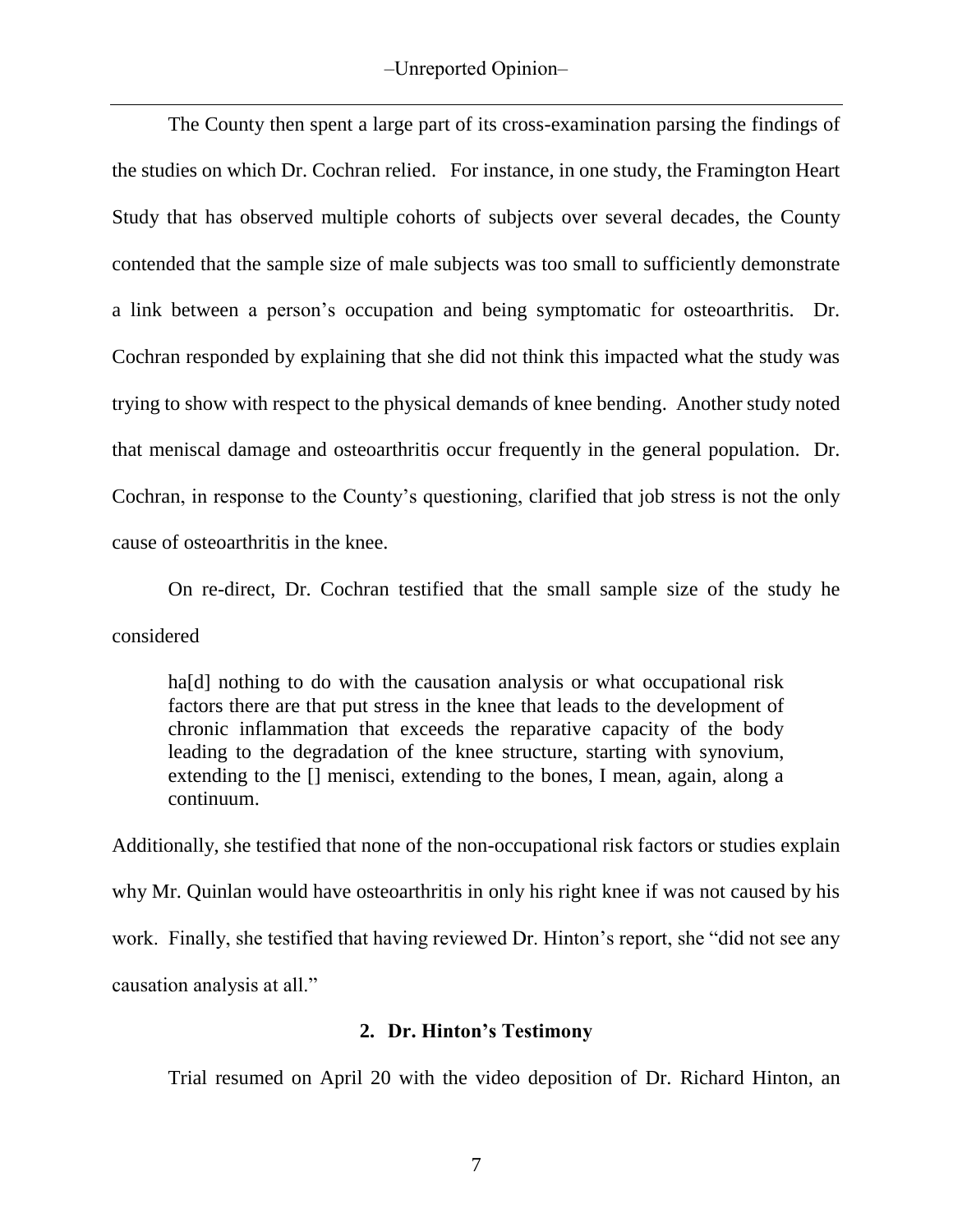The County then spent a large part of its cross-examination parsing the findings of the studies on which Dr. Cochran relied. For instance, in one study, the Framington Heart Study that has observed multiple cohorts of subjects over several decades, the County contended that the sample size of male subjects was too small to sufficiently demonstrate a link between a person's occupation and being symptomatic for osteoarthritis. Dr. Cochran responded by explaining that she did not think this impacted what the study was trying to show with respect to the physical demands of knee bending. Another study noted that meniscal damage and osteoarthritis occur frequently in the general population. Dr. Cochran, in response to the County's questioning, clarified that job stress is not the only cause of osteoarthritis in the knee.

On re-direct, Dr. Cochran testified that the small sample size of the study he considered

> ha[d] nothing to do with the causation analysis or what occupational risk factors there are that put stress in the knee that leads to the development of chronic inflammation that exceeds the reparative capacity of the body leading to the degradation of the knee structure, starting with synovium, extending to the [] menisci, extending to the bones, I mean, again, along a continuum.

Additionally, she testified that none of the non-occupational risk factors or studies explain why Mr. Quinlan would have osteoarthritis in only his right knee if was not caused by his work. Finally, she testified that having reviewed Dr. Hinton's report, she "did not see any causation analysis at all."

### 2. Dr. Hinton's Testimony

Trial resumed on April 20 with the video deposition of Dr. Richard Hinton, an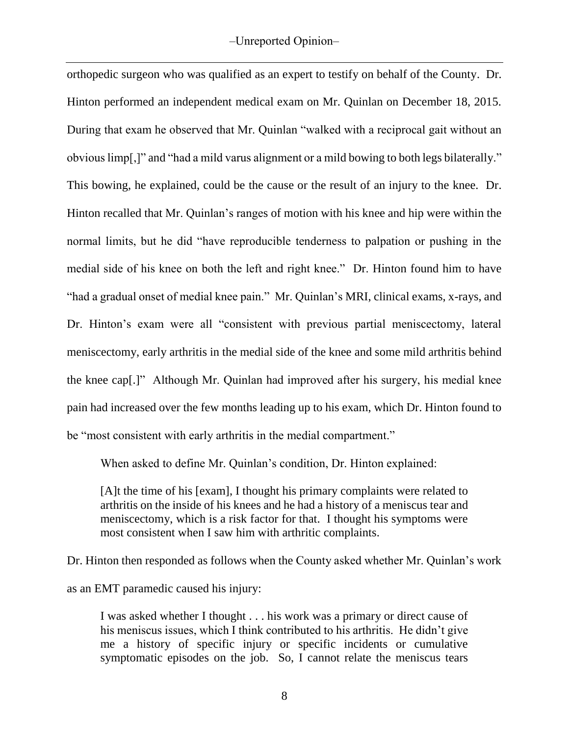orthopedic surgeon who was qualified as an expert to testify on behalf of the County. Dr. Hinton performed an independent medical exam on Mr. Quinlan on December 18, 2015. During that exam he observed that Mr. Quinlan "walked with a reciprocal gait without an obvious limp[,]" and "had a mild varus alignment or a mild bowing to both legs bilaterally." This bowing, he explained, could be the cause or the result of an injury to the knee. Dr. Hinton recalled that Mr. Quinlan's ranges of motion with his knee and hip were within the normal limits, but he did "have reproducible tenderness to palpation or pushing in the medial side of his knee on both the left and right knee." Dr. Hinton found him to have "had a gradual onset of medial knee pain." Mr. Quinlan's MRI, clinical exams, x-rays, and Dr. Hinton's exam were all "consistent with previous partial meniscectomy, lateral meniscectomy, early arthritis in the medial side of the knee and some mild arthritis behind the knee cap[.]" Although Mr. Quinlan had improved after his surgery, his medial knee pain had increased over the few months leading up to his exam, which Dr. Hinton found to be "most consistent with early arthritis in the medial compartment."

When asked to define Mr. Quinlan's condition, Dr. Hinton explained:

> [A]t the time of his [exam], I thought his primary complaints were related to arthritis on the inside of his knees and he had a history of a meniscus tear and meniscectomy, which is a risk factor for that. I thought his symptoms were most consistent when I saw him with arthritic complaints.

Dr. Hinton then responded as follows when the County asked whether Mr. Quinlan's work as an EMT paramedic caused his injury:

> I was asked whether I thought . . . his work was a primary or direct cause of his meniscus issues, which I think contributed to his arthritis. He didn't give me a history of specific injury or specific incidents or cumulative symptomatic episodes on the job. So, I cannot relate the meniscus tears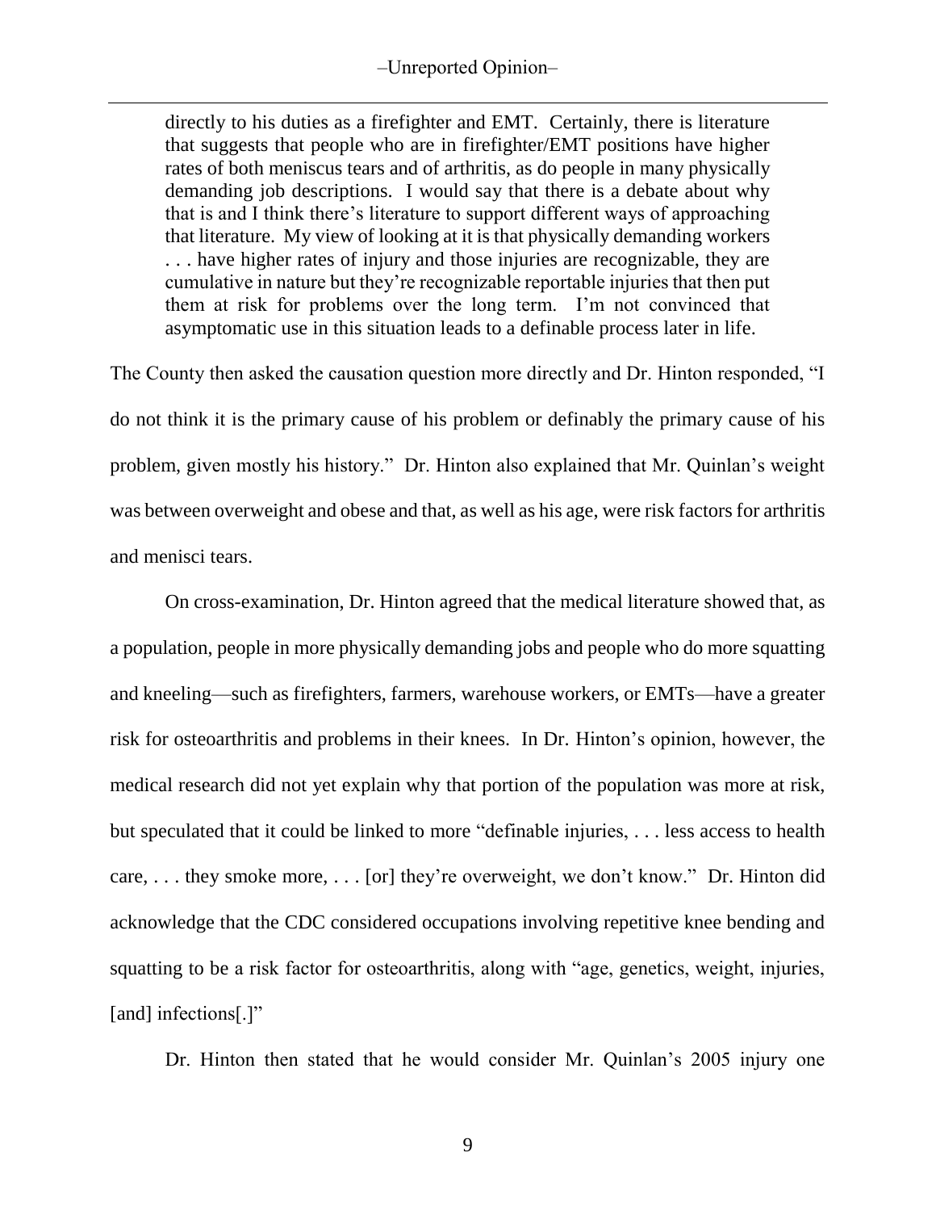> directly to his duties as a firefighter and EMT. Certainly, there is literature that suggests that people who are in firefighter/EMT positions have higher rates of both meniscus tears and of arthritis, as do people in many physically demanding job descriptions. I would say that there is a debate about why that is and I think there's literature to support different ways of approaching that literature. My view of looking at it is that physically demanding workers . . . have higher rates of injury and those injuries are recognizable, they are cumulative in nature but they're recognizable reportable injuries that then put them at risk for problems over the long term. I'm not convinced that asymptomatic use in this situation leads to a definable process later in life.

The County then asked the causation question more directly and Dr. Hinton responded, "I do not think it is the primary cause of his problem or definably the primary cause of his problem, given mostly his history." Dr. Hinton also explained that Mr. Quinlan's weight was between overweight and obese and that, as well as his age, were risk factors for arthritis and menisci tears.

On cross-examination, Dr. Hinton agreed that the medical literature showed that, as a population, people in more physically demanding jobs and people who do more squatting and kneeling—such as firefighters, farmers, warehouse workers, or EMTs—have a greater risk for osteoarthritis and problems in their knees. In Dr. Hinton's opinion, however, the medical research did not yet explain why that portion of the population was more at risk, but speculated that it could be linked to more "definable injuries, . . . less access to health care, . . . they smoke more, . . . [or] they're overweight, we don't know." Dr. Hinton did acknowledge that the CDC considered occupations involving repetitive knee bending and squatting to be a risk factor for osteoarthritis, along with "age, genetics, weight, injuries, [and] infections[.]"

Dr. Hinton then stated that he would consider Mr. Quinlan's 2005 injury one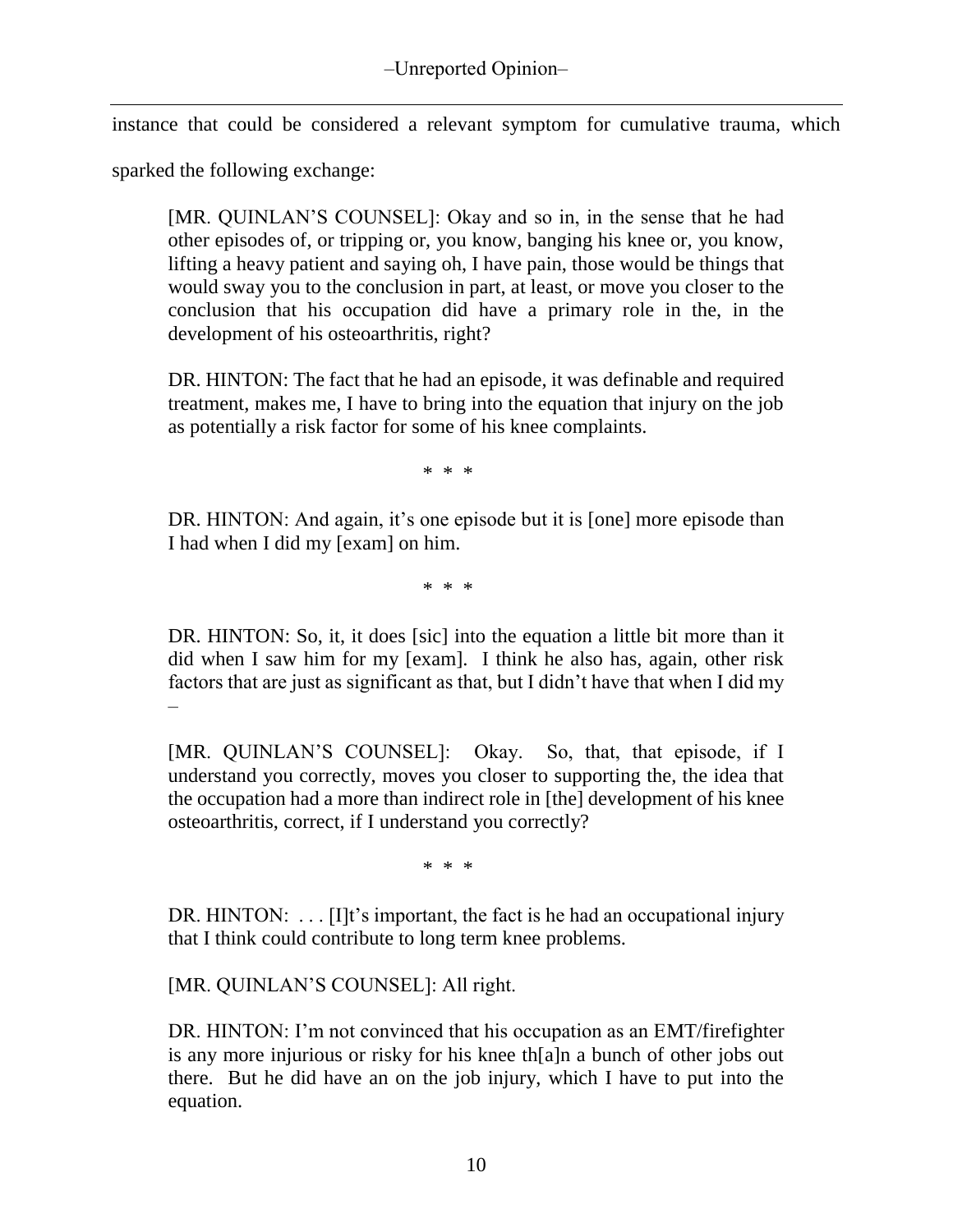instance that could be considered a relevant symptom for cumulative trauma, which sparked the following exchange:

> [MR. QUINLAN'S COUNSEL]: Okay and so in, in the sense that he had other episodes of, or tripping or, you know, banging his knee or, you know, lifting a heavy patient and saying oh, I have pain, those would be things that would sway you to the conclusion in part, at least, or move you closer to the conclusion that his occupation did have a primary role in the, in the development of his osteoarthritis, right?
>
> DR. HINTON: The fact that he had an episode, it was definable and required treatment, makes me, I have to bring into the equation that injury on the job as potentially a risk factor for some of his knee complaints.
>
> \* \* \*
>
> DR. HINTON: And again, it's one episode but it is [one] more episode than I had when I did my [exam] on him.
>
> \* \* \*
>
> DR. HINTON: So, it, it does [sic] into the equation a little bit more than it did when I saw him for my [exam]. I think he also has, again, other risk factors that are just as significant as that, but I didn't have that when I did my –
>
> [MR. QUINLAN'S COUNSEL]: Okay. So, that, that episode, if I understand you correctly, moves you closer to supporting the, the idea that the occupation had a more than indirect role in [the] development of his knee osteoarthritis, correct, if I understand you correctly?
>
> \* \* \*
>
> DR. HINTON: . . . [I]t's important, the fact is he had an occupational injury that I think could contribute to long term knee problems.
>
> [MR. QUINLAN'S COUNSEL]: All right.
>
> DR. HINTON: I'm not convinced that his occupation as an EMT/firefighter is any more injurious or risky for his knee th[a]n a bunch of other jobs out there. But he did have an on the job injury, which I have to put into the equation.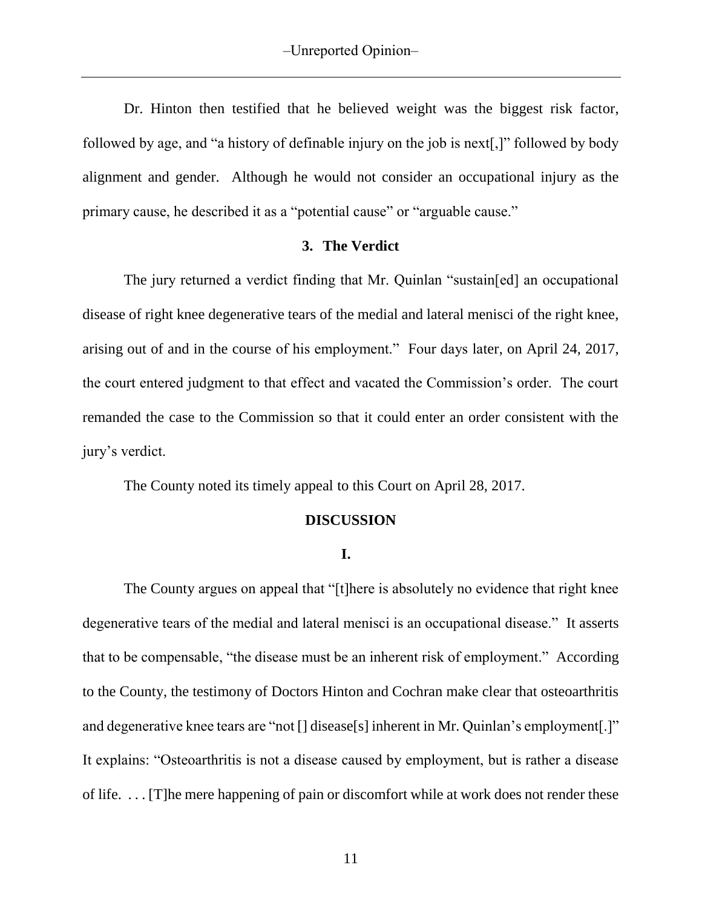Dr. Hinton then testified that he believed weight was the biggest risk factor, followed by age, and "a history of definable injury on the job is next[,]" followed by body alignment and gender. Although he would not consider an occupational injury as the primary cause, he described it as a "potential cause" or "arguable cause."

### 3. The Verdict

The jury returned a verdict finding that Mr. Quinlan "sustain[ed] an occupational disease of right knee degenerative tears of the medial and lateral menisci of the right knee, arising out of and in the course of his employment." Four days later, on April 24, 2017, the court entered judgment to that effect and vacated the Commission's order. The court remanded the case to the Commission so that it could enter an order consistent with the jury's verdict.

The County noted its timely appeal to this Court on April 28, 2017.

## DISCUSSION

### I.

The County argues on appeal that "[t]here is absolutely no evidence that right knee degenerative tears of the medial and lateral menisci is an occupational disease." It asserts that to be compensable, "the disease must be an inherent risk of employment." According to the County, the testimony of Doctors Hinton and Cochran make clear that osteoarthritis and degenerative knee tears are "not [] disease[s] inherent in Mr. Quinlan's employment[.]" It explains: "Osteoarthritis is not a disease caused by employment, but is rather a disease of life. . . . [T]he mere happening of pain or discomfort while at work does not render these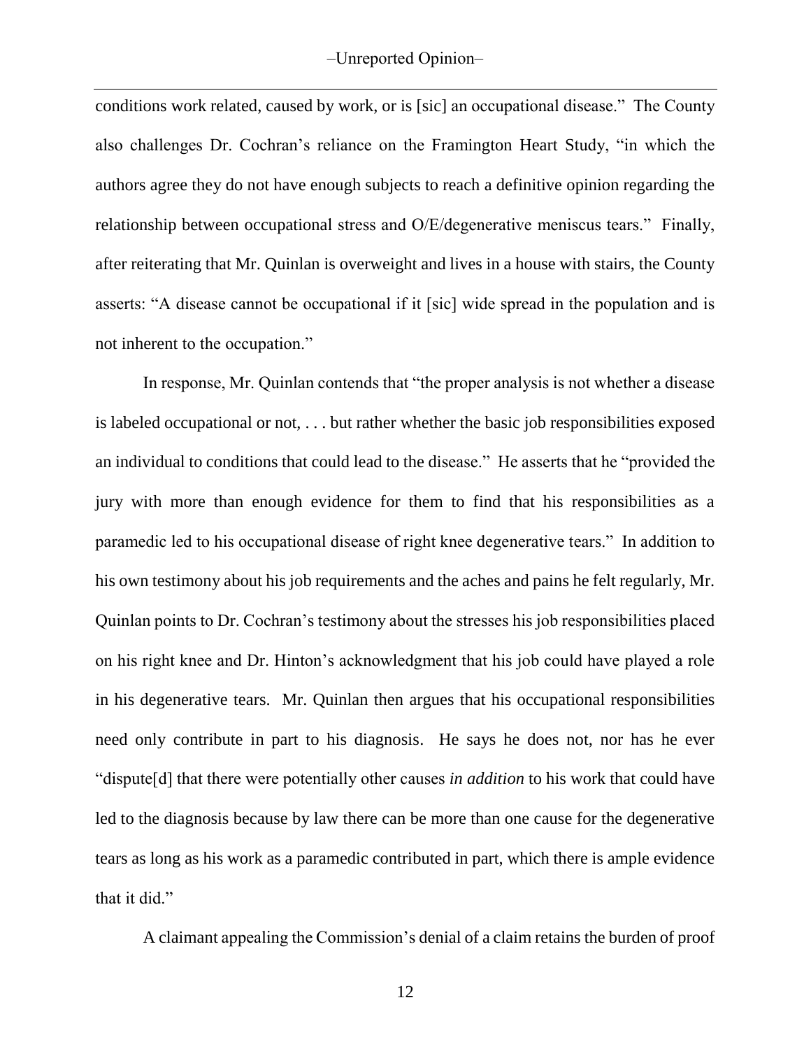conditions work related, caused by work, or is [sic] an occupational disease." The County also challenges Dr. Cochran's reliance on the Framington Heart Study, "in which the authors agree they do not have enough subjects to reach a definitive opinion regarding the relationship between occupational stress and O/E/degenerative meniscus tears." Finally, after reiterating that Mr. Quinlan is overweight and lives in a house with stairs, the County asserts: "A disease cannot be occupational if it [sic] wide spread in the population and is not inherent to the occupation."

In response, Mr. Quinlan contends that "the proper analysis is not whether a disease is labeled occupational or not, . . . but rather whether the basic job responsibilities exposed an individual to conditions that could lead to the disease." He asserts that he "provided the jury with more than enough evidence for them to find that his responsibilities as a paramedic led to his occupational disease of right knee degenerative tears." In addition to his own testimony about his job requirements and the aches and pains he felt regularly, Mr. Quinlan points to Dr. Cochran's testimony about the stresses his job responsibilities placed on his right knee and Dr. Hinton's acknowledgment that his job could have played a role in his degenerative tears. Mr. Quinlan then argues that his occupational responsibilities need only contribute in part to his diagnosis. He says he does not, nor has he ever "dispute[d] that there were potentially other causes *in addition* to his work that could have led to the diagnosis because by law there can be more than one cause for the degenerative tears as long as his work as a paramedic contributed in part, which there is ample evidence that it did."

A claimant appealing the Commission's denial of a claim retains the burden of proof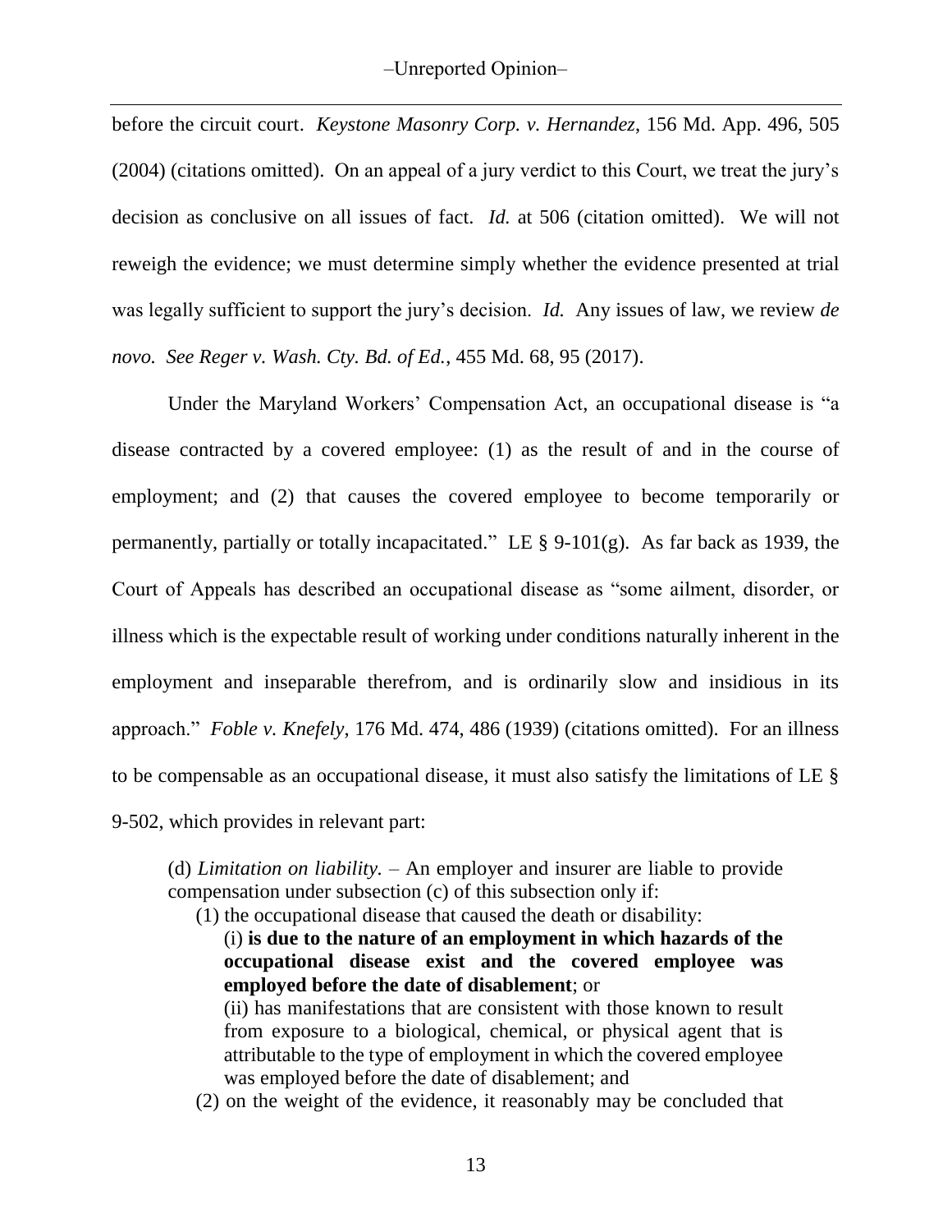before the circuit court. *Keystone Masonry Corp. v. Hernandez*, 156 Md. App. 496, 505 (2004) (citations omitted). On an appeal of a jury verdict to this Court, we treat the jury's decision as conclusive on all issues of fact. *Id.* at 506 (citation omitted). We will not reweigh the evidence; we must determine simply whether the evidence presented at trial was legally sufficient to support the jury's decision. *Id.* Any issues of law, we review *de novo*. *See Reger v. Wash. Cty. Bd. of Ed.*, 455 Md. 68, 95 (2017).

Under the Maryland Workers' Compensation Act, an occupational disease is "a disease contracted by a covered employee: (1) as the result of and in the course of employment; and (2) that causes the covered employee to become temporarily or permanently, partially or totally incapacitated." LE § 9-101(g). As far back as 1939, the Court of Appeals has described an occupational disease as "some ailment, disorder, or illness which is the expectable result of working under conditions naturally inherent in the employment and inseparable therefrom, and is ordinarily slow and insidious in its approach." *Foble v. Knefely*, 176 Md. 474, 486 (1939) (citations omitted). For an illness to be compensable as an occupational disease, it must also satisfy the limitations of LE § 9-502, which provides in relevant part:

> (d) *Limitation on liability.* – An employer and insurer are liable to provide compensation under subsection (c) of this subsection only if:
>
> (1) the occupational disease that caused the death or disability:
>
> (i) **is due to the nature of an employment in which hazards of the occupational disease exist and the covered employee was employed before the date of disablement**; or
>
> (ii) has manifestations that are consistent with those known to result from exposure to a biological, chemical, or physical agent that is attributable to the type of employment in which the covered employee was employed before the date of disablement; and
>
> (2) on the weight of the evidence, it reasonably may be concluded that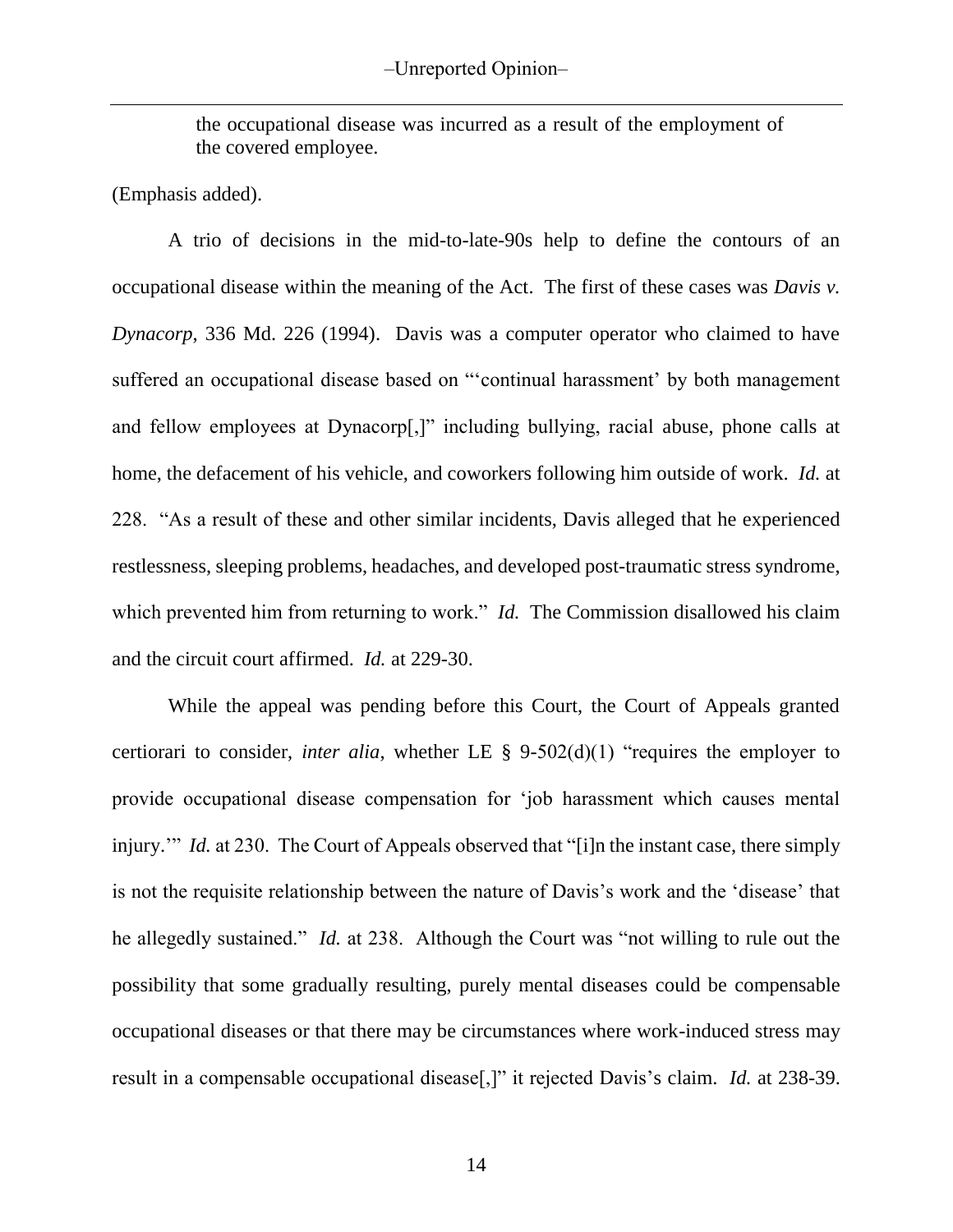> the occupational disease was incurred as a result of the employment of the covered employee.

(Emphasis added).

A trio of decisions in the mid-to-late-90s help to define the contours of an occupational disease within the meaning of the Act. The first of these cases was *Davis v. Dynacorp*, 336 Md. 226 (1994). Davis was a computer operator who claimed to have suffered an occupational disease based on "'continual harassment' by both management and fellow employees at Dynacorp[,]" including bullying, racial abuse, phone calls at home, the defacement of his vehicle, and coworkers following him outside of work. *Id.* at 228. "As a result of these and other similar incidents, Davis alleged that he experienced restlessness, sleeping problems, headaches, and developed post-traumatic stress syndrome, which prevented him from returning to work." *Id.* The Commission disallowed his claim and the circuit court affirmed. *Id.* at 229-30.

While the appeal was pending before this Court, the Court of Appeals granted certiorari to consider, *inter alia*, whether LE § 9-502(d)(1) "requires the employer to provide occupational disease compensation for 'job harassment which causes mental injury.'" *Id.* at 230. The Court of Appeals observed that "[i]n the instant case, there simply is not the requisite relationship between the nature of Davis's work and the 'disease' that he allegedly sustained." *Id.* at 238. Although the Court was "not willing to rule out the possibility that some gradually resulting, purely mental diseases could be compensable occupational diseases or that there may be circumstances where work-induced stress may result in a compensable occupational disease[,]" it rejected Davis's claim. *Id.* at 238-39.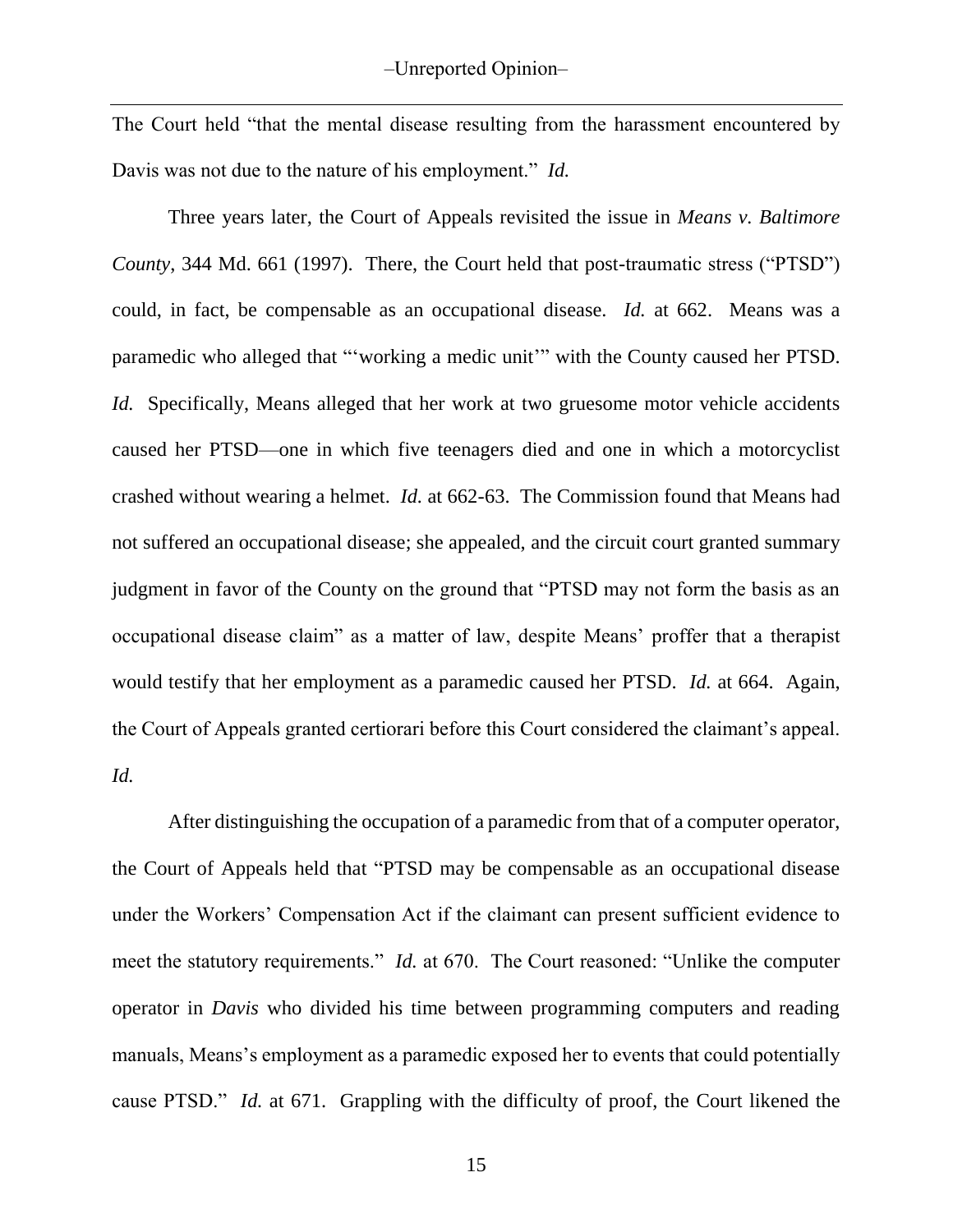The Court held "that the mental disease resulting from the harassment encountered by Davis was not due to the nature of his employment." *Id.*

Three years later, the Court of Appeals revisited the issue in *Means v. Baltimore County*, 344 Md. 661 (1997). There, the Court held that post-traumatic stress ("PTSD") could, in fact, be compensable as an occupational disease. *Id.* at 662. Means was a paramedic who alleged that "'working a medic unit'" with the County caused her PTSD. *Id.* Specifically, Means alleged that her work at two gruesome motor vehicle accidents caused her PTSD—one in which five teenagers died and one in which a motorcyclist crashed without wearing a helmet. *Id.* at 662-63. The Commission found that Means had not suffered an occupational disease; she appealed, and the circuit court granted summary judgment in favor of the County on the ground that "PTSD may not form the basis as an occupational disease claim" as a matter of law, despite Means' proffer that a therapist would testify that her employment as a paramedic caused her PTSD. *Id.* at 664. Again, the Court of Appeals granted certiorari before this Court considered the claimant's appeal. *Id.*

After distinguishing the occupation of a paramedic from that of a computer operator, the Court of Appeals held that "PTSD may be compensable as an occupational disease under the Workers' Compensation Act if the claimant can present sufficient evidence to meet the statutory requirements." *Id.* at 670. The Court reasoned: "Unlike the computer operator in *Davis* who divided his time between programming computers and reading manuals, Means's employment as a paramedic exposed her to events that could potentially cause PTSD." *Id.* at 671. Grappling with the difficulty of proof, the Court likened the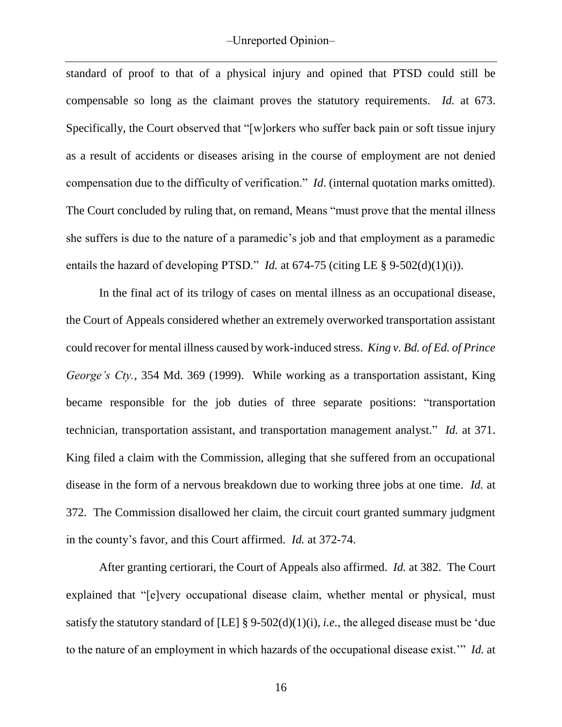standard of proof to that of a physical injury and opined that PTSD could still be compensable so long as the claimant proves the statutory requirements. *Id.* at 673. Specifically, the Court observed that "[w]orkers who suffer back pain or soft tissue injury as a result of accidents or diseases arising in the course of employment are not denied compensation due to the difficulty of verification." *Id*. (internal quotation marks omitted). The Court concluded by ruling that, on remand, Means "must prove that the mental illness she suffers is due to the nature of a paramedic's job and that employment as a paramedic entails the hazard of developing PTSD." *Id.* at 674-75 (citing LE § 9-502(d)(1)(i)).

In the final act of its trilogy of cases on mental illness as an occupational disease, the Court of Appeals considered whether an extremely overworked transportation assistant could recover for mental illness caused by work-induced stress. *King v. Bd. of Ed. of Prince George's Cty.*, 354 Md. 369 (1999). While working as a transportation assistant, King became responsible for the job duties of three separate positions: "transportation technician, transportation assistant, and transportation management analyst." *Id.* at 371. King filed a claim with the Commission, alleging that she suffered from an occupational disease in the form of a nervous breakdown due to working three jobs at one time. *Id.* at 372. The Commission disallowed her claim, the circuit court granted summary judgment in the county's favor, and this Court affirmed. *Id.* at 372-74.

After granting certiorari, the Court of Appeals also affirmed. *Id.* at 382. The Court explained that "[e]very occupational disease claim, whether mental or physical, must satisfy the statutory standard of [LE] § 9-502(d)(1)(i), *i.e.*, the alleged disease must be 'due to the nature of an employment in which hazards of the occupational disease exist.'" *Id.* at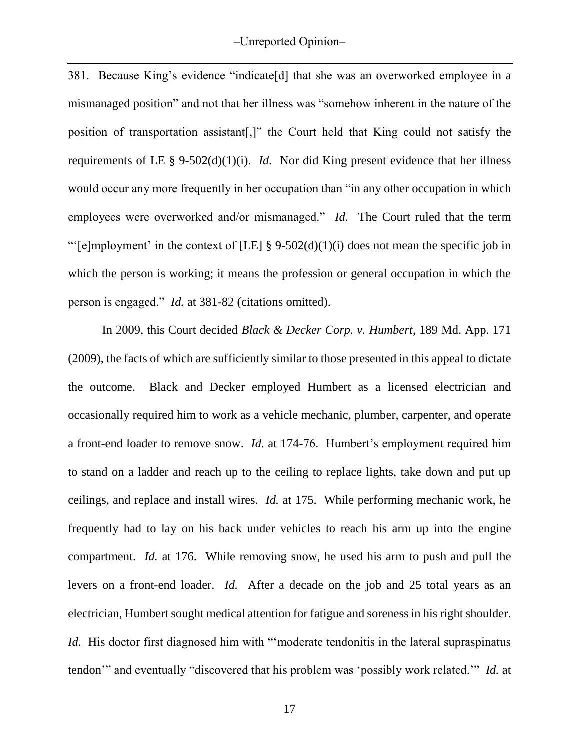381. Because King's evidence "indicate[d] that she was an overworked employee in a mismanaged position" and not that her illness was "somehow inherent in the nature of the position of transportation assistant[,]" the Court held that King could not satisfy the requirements of LE § 9-502(d)(1)(i). *Id.* Nor did King present evidence that her illness would occur any more frequently in her occupation than "in any other occupation in which employees were overworked and/or mismanaged." *Id.* The Court ruled that the term "'[e]mployment' in the context of [LE] § 9-502(d)(1)(i) does not mean the specific job in which the person is working; it means the profession or general occupation in which the person is engaged." *Id.* at 381-82 (citations omitted).

In 2009, this Court decided *Black & Decker Corp. v. Humbert*, 189 Md. App. 171 (2009), the facts of which are sufficiently similar to those presented in this appeal to dictate the outcome. Black and Decker employed Humbert as a licensed electrician and occasionally required him to work as a vehicle mechanic, plumber, carpenter, and operate a front-end loader to remove snow. *Id.* at 174-76. Humbert's employment required him to stand on a ladder and reach up to the ceiling to replace lights, take down and put up ceilings, and replace and install wires. *Id.* at 175. While performing mechanic work, he frequently had to lay on his back under vehicles to reach his arm up into the engine compartment. *Id.* at 176. While removing snow, he used his arm to push and pull the levers on a front-end loader. *Id.* After a decade on the job and 25 total years as an electrician, Humbert sought medical attention for fatigue and soreness in his right shoulder. *Id.* His doctor first diagnosed him with "'moderate tendonitis in the lateral supraspinatus tendon'" and eventually "discovered that his problem was 'possibly work related.'" *Id.* at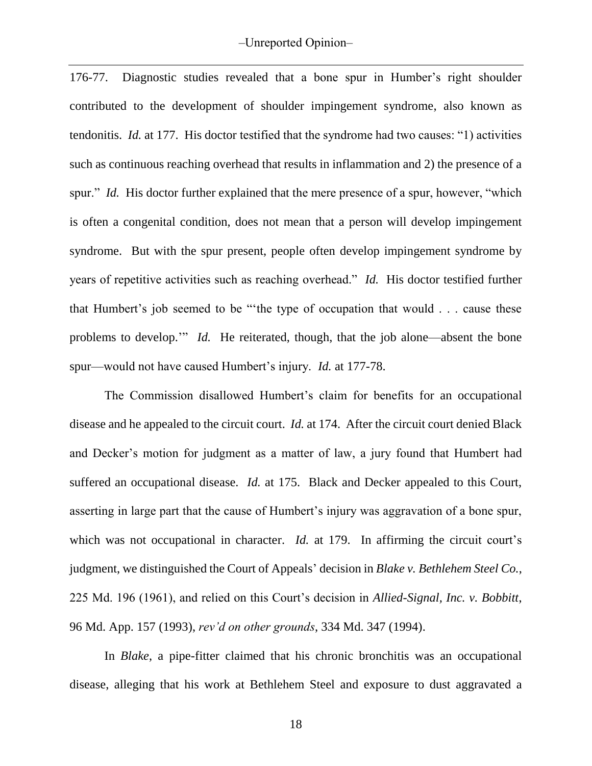176-77. Diagnostic studies revealed that a bone spur in Humber's right shoulder contributed to the development of shoulder impingement syndrome, also known as tendonitis. *Id.* at 177. His doctor testified that the syndrome had two causes: "1) activities such as continuous reaching overhead that results in inflammation and 2) the presence of a spur." *Id.* His doctor further explained that the mere presence of a spur, however, "which is often a congenital condition, does not mean that a person will develop impingement syndrome. But with the spur present, people often develop impingement syndrome by years of repetitive activities such as reaching overhead." *Id.* His doctor testified further that Humbert's job seemed to be "'the type of occupation that would . . . cause these problems to develop.'" *Id.* He reiterated, though, that the job alone—absent the bone spur—would not have caused Humbert's injury. *Id.* at 177-78.

The Commission disallowed Humbert's claim for benefits for an occupational disease and he appealed to the circuit court. *Id.* at 174. After the circuit court denied Black and Decker's motion for judgment as a matter of law, a jury found that Humbert had suffered an occupational disease. *Id.* at 175. Black and Decker appealed to this Court, asserting in large part that the cause of Humbert's injury was aggravation of a bone spur, which was not occupational in character. *Id.* at 179. In affirming the circuit court's judgment, we distinguished the Court of Appeals' decision in *Blake v. Bethlehem Steel Co.*, 225 Md. 196 (1961), and relied on this Court's decision in *Allied-Signal, Inc. v. Bobbitt*, 96 Md. App. 157 (1993), *rev'd on other grounds*, 334 Md. 347 (1994).

In *Blake*, a pipe-fitter claimed that his chronic bronchitis was an occupational disease, alleging that his work at Bethlehem Steel and exposure to dust aggravated a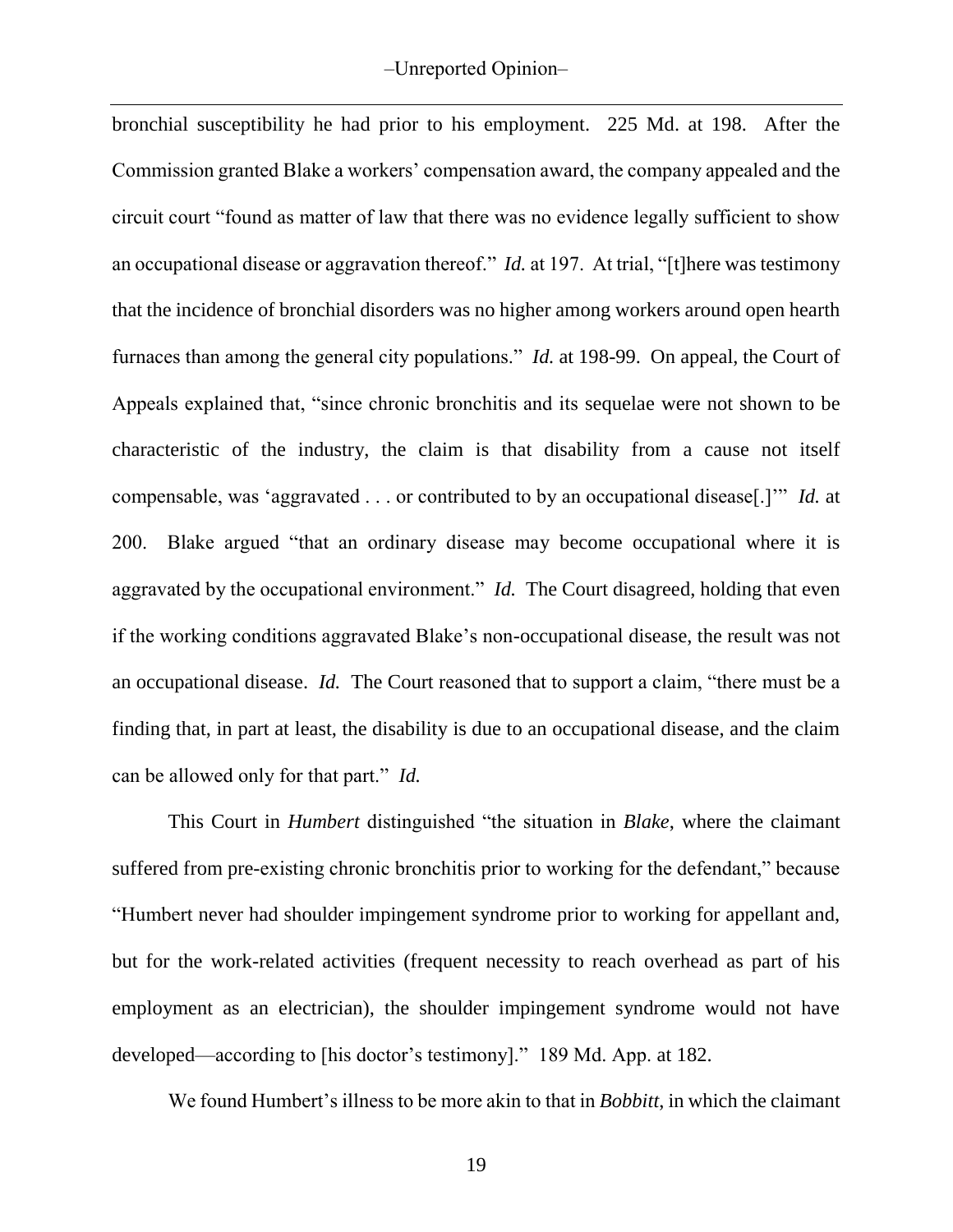bronchial susceptibility he had prior to his employment. 225 Md. at 198. After the Commission granted Blake a workers' compensation award, the company appealed and the circuit court "found as matter of law that there was no evidence legally sufficient to show an occupational disease or aggravation thereof." *Id.* at 197. At trial, "[t]here was testimony that the incidence of bronchial disorders was no higher among workers around open hearth furnaces than among the general city populations." *Id.* at 198-99. On appeal, the Court of Appeals explained that, "since chronic bronchitis and its sequelae were not shown to be characteristic of the industry, the claim is that disability from a cause not itself compensable, was 'aggravated . . . or contributed to by an occupational disease[.]'" *Id.* at 200. Blake argued "that an ordinary disease may become occupational where it is aggravated by the occupational environment." *Id.* The Court disagreed, holding that even if the working conditions aggravated Blake's non-occupational disease, the result was not an occupational disease. *Id.* The Court reasoned that to support a claim, "there must be a finding that, in part at least, the disability is due to an occupational disease, and the claim can be allowed only for that part." *Id.*

This Court in *Humbert* distinguished "the situation in *Blake*, where the claimant suffered from pre-existing chronic bronchitis prior to working for the defendant," because "Humbert never had shoulder impingement syndrome prior to working for appellant and, but for the work-related activities (frequent necessity to reach overhead as part of his employment as an electrician), the shoulder impingement syndrome would not have developed—according to [his doctor's testimony]." 189 Md. App. at 182.

We found Humbert's illness to be more akin to that in *Bobbitt*, in which the claimant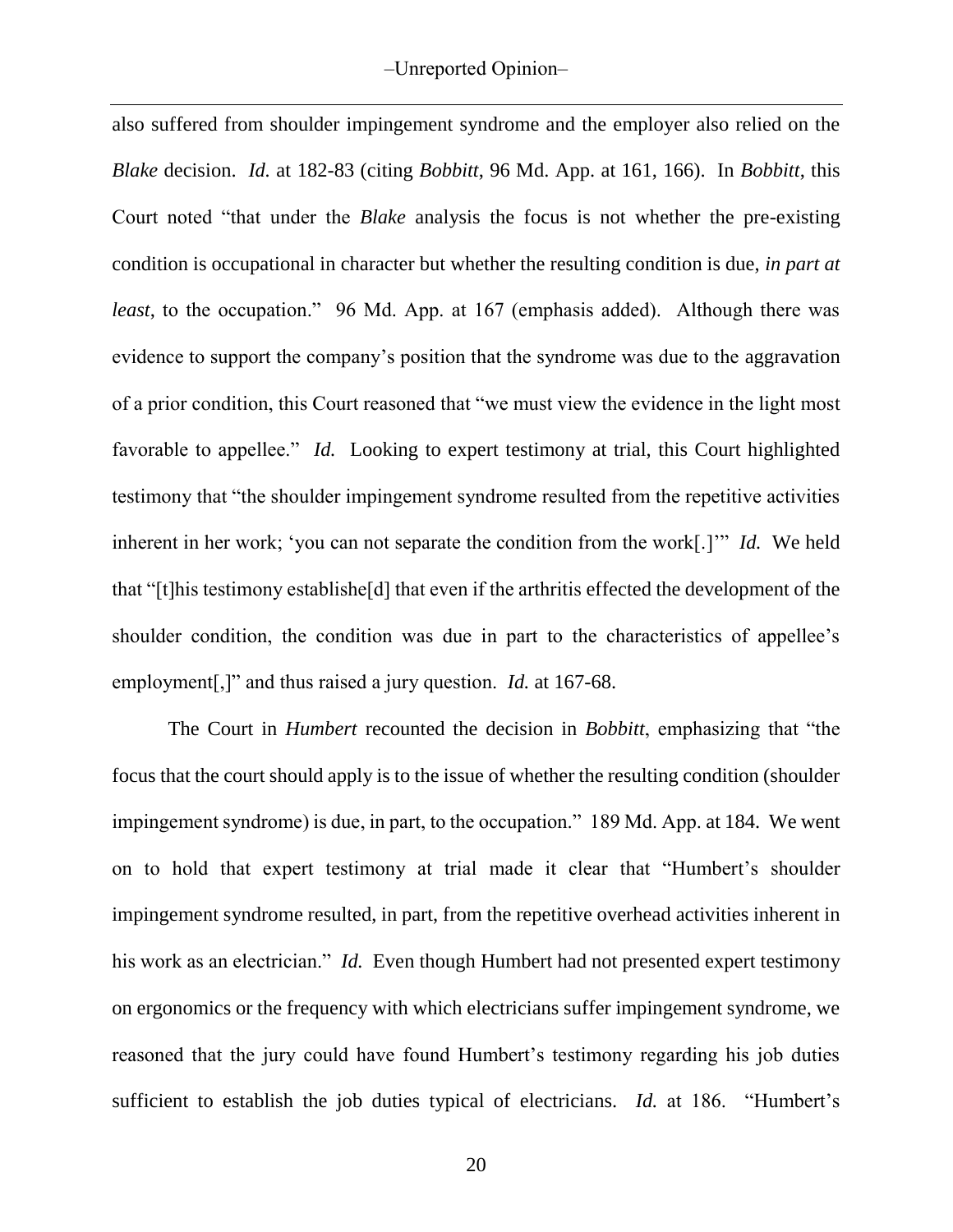also suffered from shoulder impingement syndrome and the employer also relied on the *Blake* decision. *Id.* at 182-83 (citing *Bobbitt*, 96 Md. App. at 161, 166). In *Bobbitt*, this Court noted "that under the *Blake* analysis the focus is not whether the pre-existing condition is occupational in character but whether the resulting condition is due, *in part at least*, to the occupation." 96 Md. App. at 167 (emphasis added). Although there was evidence to support the company's position that the syndrome was due to the aggravation of a prior condition, this Court reasoned that "we must view the evidence in the light most favorable to appellee." *Id.* Looking to expert testimony at trial, this Court highlighted testimony that "the shoulder impingement syndrome resulted from the repetitive activities inherent in her work; 'you can not separate the condition from the work[.]'" *Id.* We held that "[t]his testimony establishe[d] that even if the arthritis effected the development of the shoulder condition, the condition was due in part to the characteristics of appellee's employment[,]" and thus raised a jury question. *Id.* at 167-68.

The Court in *Humbert* recounted the decision in *Bobbitt*, emphasizing that "the focus that the court should apply is to the issue of whether the resulting condition (shoulder impingement syndrome) is due, in part, to the occupation." 189 Md. App. at 184. We went on to hold that expert testimony at trial made it clear that "Humbert's shoulder impingement syndrome resulted, in part, from the repetitive overhead activities inherent in his work as an electrician." *Id.* Even though Humbert had not presented expert testimony on ergonomics or the frequency with which electricians suffer impingement syndrome, we reasoned that the jury could have found Humbert's testimony regarding his job duties sufficient to establish the job duties typical of electricians. *Id.* at 186. "Humbert's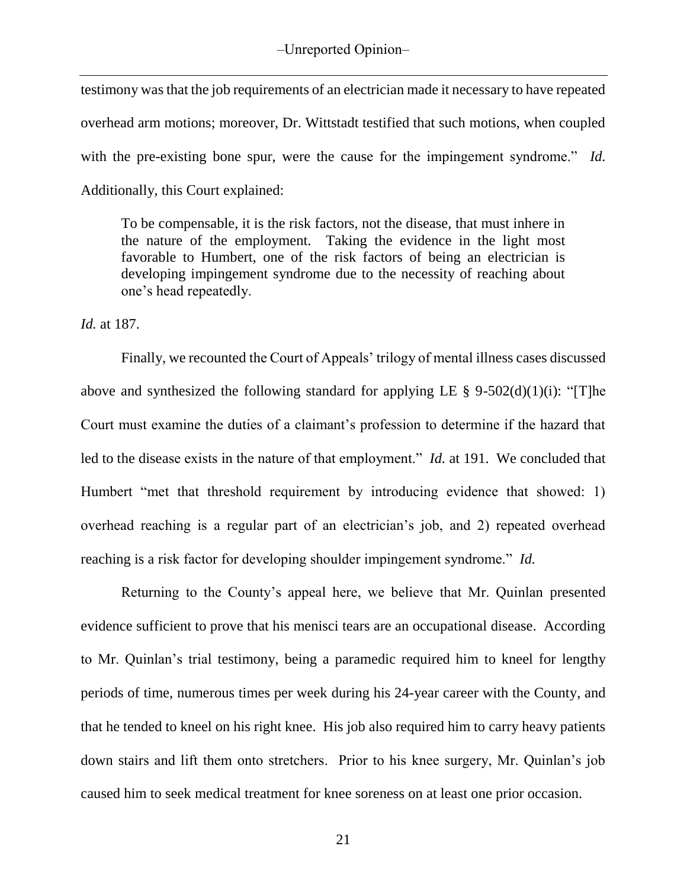testimony was that the job requirements of an electrician made it necessary to have repeated overhead arm motions; moreover, Dr. Wittstadt testified that such motions, when coupled with the pre-existing bone spur, were the cause for the impingement syndrome." *Id.* Additionally, this Court explained:

> To be compensable, it is the risk factors, not the disease, that must inhere in the nature of the employment. Taking the evidence in the light most favorable to Humbert, one of the risk factors of being an electrician is developing impingement syndrome due to the necessity of reaching about one's head repeatedly.

*Id.* at 187.

Finally, we recounted the Court of Appeals' trilogy of mental illness cases discussed above and synthesized the following standard for applying LE § 9-502(d)(1)(i): "[T]he Court must examine the duties of a claimant's profession to determine if the hazard that led to the disease exists in the nature of that employment." *Id.* at 191. We concluded that Humbert "met that threshold requirement by introducing evidence that showed: 1) overhead reaching is a regular part of an electrician's job, and 2) repeated overhead reaching is a risk factor for developing shoulder impingement syndrome." *Id.*

Returning to the County's appeal here, we believe that Mr. Quinlan presented evidence sufficient to prove that his menisci tears are an occupational disease. According to Mr. Quinlan's trial testimony, being a paramedic required him to kneel for lengthy periods of time, numerous times per week during his 24-year career with the County, and that he tended to kneel on his right knee. His job also required him to carry heavy patients down stairs and lift them onto stretchers. Prior to his knee surgery, Mr. Quinlan's job caused him to seek medical treatment for knee soreness on at least one prior occasion.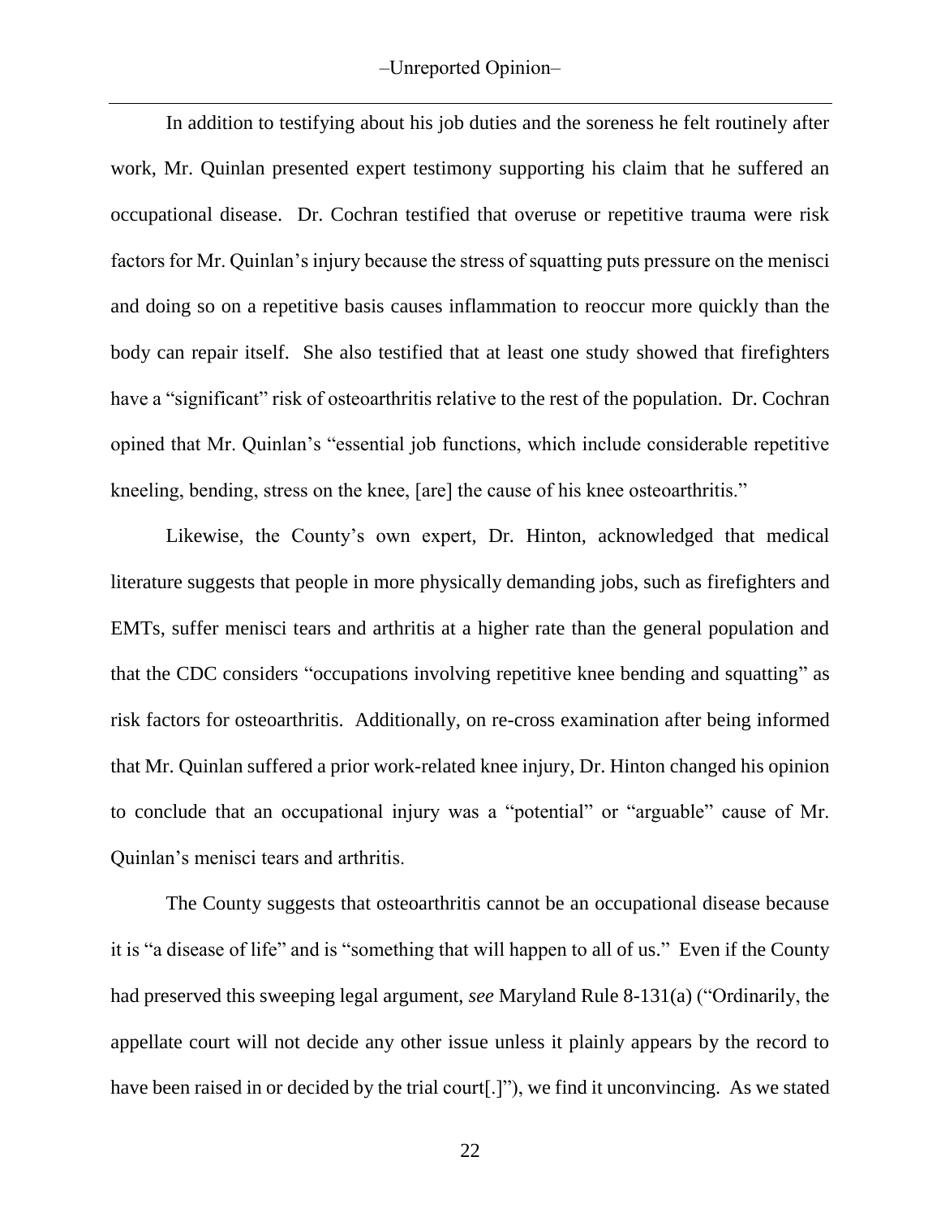In addition to testifying about his job duties and the soreness he felt routinely after work, Mr. Quinlan presented expert testimony supporting his claim that he suffered an occupational disease. Dr. Cochran testified that overuse or repetitive trauma were risk factors for Mr. Quinlan's injury because the stress of squatting puts pressure on the menisci and doing so on a repetitive basis causes inflammation to reoccur more quickly than the body can repair itself. She also testified that at least one study showed that firefighters have a "significant" risk of osteoarthritis relative to the rest of the population. Dr. Cochran opined that Mr. Quinlan's "essential job functions, which include considerable repetitive kneeling, bending, stress on the knee, [are] the cause of his knee osteoarthritis."

Likewise, the County's own expert, Dr. Hinton, acknowledged that medical literature suggests that people in more physically demanding jobs, such as firefighters and EMTs, suffer menisci tears and arthritis at a higher rate than the general population and that the CDC considers "occupations involving repetitive knee bending and squatting" as risk factors for osteoarthritis. Additionally, on re-cross examination after being informed that Mr. Quinlan suffered a prior work-related knee injury, Dr. Hinton changed his opinion to conclude that an occupational injury was a "potential" or "arguable" cause of Mr. Quinlan's menisci tears and arthritis.

The County suggests that osteoarthritis cannot be an occupational disease because it is "a disease of life" and is "something that will happen to all of us." Even if the County had preserved this sweeping legal argument, *see* Maryland Rule 8-131(a) ("Ordinarily, the appellate court will not decide any other issue unless it plainly appears by the record to have been raised in or decided by the trial court[.]"), we find it unconvincing. As we stated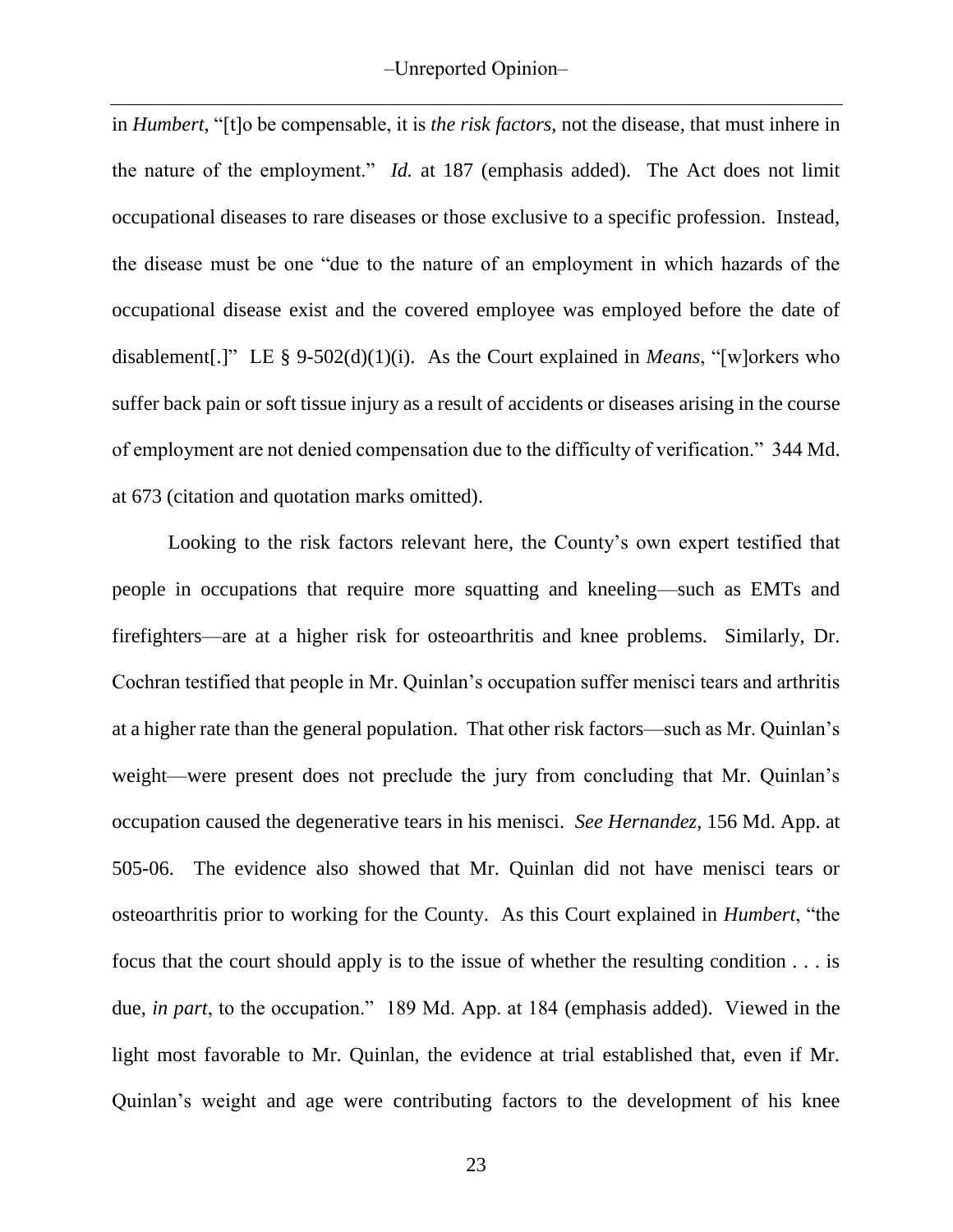in *Humbert*, "[t]o be compensable, it is *the risk factors*, not the disease, that must inhere in the nature of the employment." *Id.* at 187 (emphasis added). The Act does not limit occupational diseases to rare diseases or those exclusive to a specific profession. Instead, the disease must be one "due to the nature of an employment in which hazards of the occupational disease exist and the covered employee was employed before the date of disablement[.]" LE § 9-502(d)(1)(i). As the Court explained in *Means*, "[w]orkers who suffer back pain or soft tissue injury as a result of accidents or diseases arising in the course of employment are not denied compensation due to the difficulty of verification." 344 Md. at 673 (citation and quotation marks omitted).

Looking to the risk factors relevant here, the County's own expert testified that people in occupations that require more squatting and kneeling—such as EMTs and firefighters—are at a higher risk for osteoarthritis and knee problems. Similarly, Dr. Cochran testified that people in Mr. Quinlan's occupation suffer menisci tears and arthritis at a higher rate than the general population. That other risk factors—such as Mr. Quinlan's weight—were present does not preclude the jury from concluding that Mr. Quinlan's occupation caused the degenerative tears in his menisci. *See Hernandez*, 156 Md. App. at 505-06. The evidence also showed that Mr. Quinlan did not have menisci tears or osteoarthritis prior to working for the County. As this Court explained in *Humbert*, "the focus that the court should apply is to the issue of whether the resulting condition . . . is due, *in part*, to the occupation." 189 Md. App. at 184 (emphasis added). Viewed in the light most favorable to Mr. Quinlan, the evidence at trial established that, even if Mr. Quinlan's weight and age were contributing factors to the development of his knee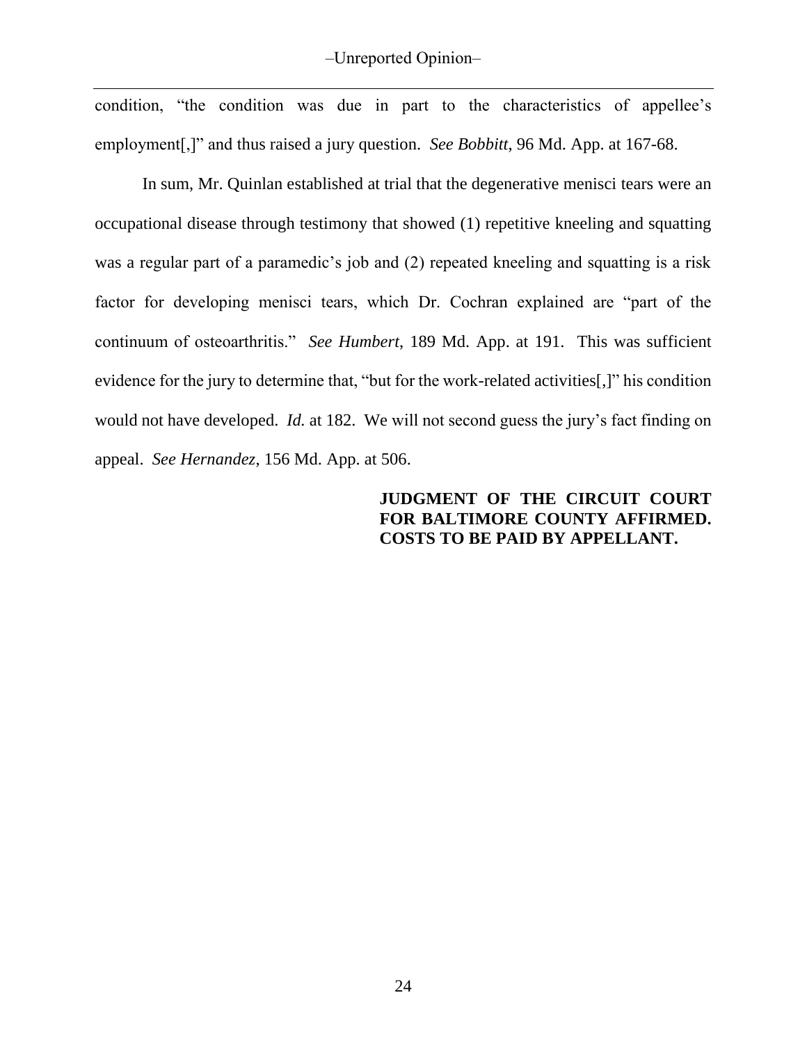condition, "the condition was due in part to the characteristics of appellee's employment[,]" and thus raised a jury question. *See Bobbitt*, 96 Md. App. at 167-68.

In sum, Mr. Quinlan established at trial that the degenerative menisci tears were an occupational disease through testimony that showed (1) repetitive kneeling and squatting was a regular part of a paramedic's job and (2) repeated kneeling and squatting is a risk factor for developing menisci tears, which Dr. Cochran explained are "part of the continuum of osteoarthritis." *See Humbert*, 189 Md. App. at 191. This was sufficient evidence for the jury to determine that, "but for the work-related activities[,]" his condition would not have developed. *Id.* at 182. We will not second guess the jury's fact finding on appeal. *See Hernandez*, 156 Md. App. at 506.

**JUDGMENT OF THE CIRCUIT COURT FOR BALTIMORE COUNTY AFFIRMED. COSTS TO BE PAID BY APPELLANT.**